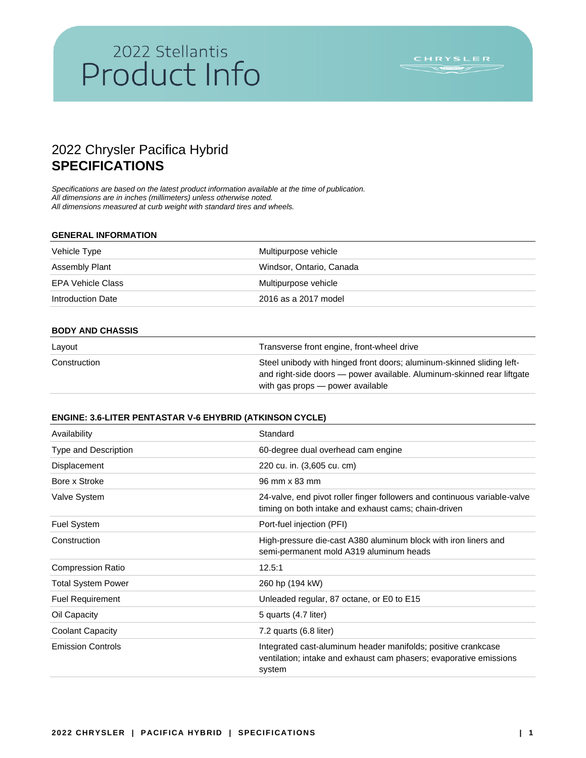# 2022 Stellantis Product Info

CHRYSLER

## 2022 Chrysler Pacifica Hybrid
## **SPECIFICATIONS**

*Specifications are based on the latest product information available at the time of publication.*
*All dimensions are in inches (millimeters) unless otherwise noted.*
*All dimensions measured at curb weight with standard tires and wheels.*

### GENERAL INFORMATION

| | |
|---|---|
| Vehicle Type | Multipurpose vehicle |
| Assembly Plant | Windsor, Ontario, Canada |
| EPA Vehicle Class | Multipurpose vehicle |
| Introduction Date | 2016 as a 2017 model |

### BODY AND CHASSIS

| | |
|---|---|
| Layout | Transverse front engine, front-wheel drive |
| Construction | Steel unibody with hinged front doors; aluminum-skinned sliding left- and right-side doors — power available. Aluminum-skinned rear liftgate with gas props — power available |

### ENGINE: 3.6-LITER PENTASTAR V-6 EHYBRID (ATKINSON CYCLE)

| | |
|---|---|
| Availability | Standard |
| Type and Description | 60-degree dual overhead cam engine |
| Displacement | 220 cu. in. (3,605 cu. cm) |
| Bore x Stroke | 96 mm x 83 mm |
| Valve System | 24-valve, end pivot roller finger followers and continuous variable-valve timing on both intake and exhaust cams; chain-driven |
| Fuel System | Port-fuel injection (PFI) |
| Construction | High-pressure die-cast A380 aluminum block with iron liners and semi-permanent mold A319 aluminum heads |
| Compression Ratio | 12.5:1 |
| Total System Power | 260 hp (194 kW) |
| Fuel Requirement | Unleaded regular, 87 octane, or E0 to E15 |
| Oil Capacity | 5 quarts (4.7 liter) |
| Coolant Capacity | 7.2 quarts (6.8 liter) |
| Emission Controls | Integrated cast-aluminum header manifolds; positive crankcase ventilation; intake and exhaust cam phasers; evaporative emissions system |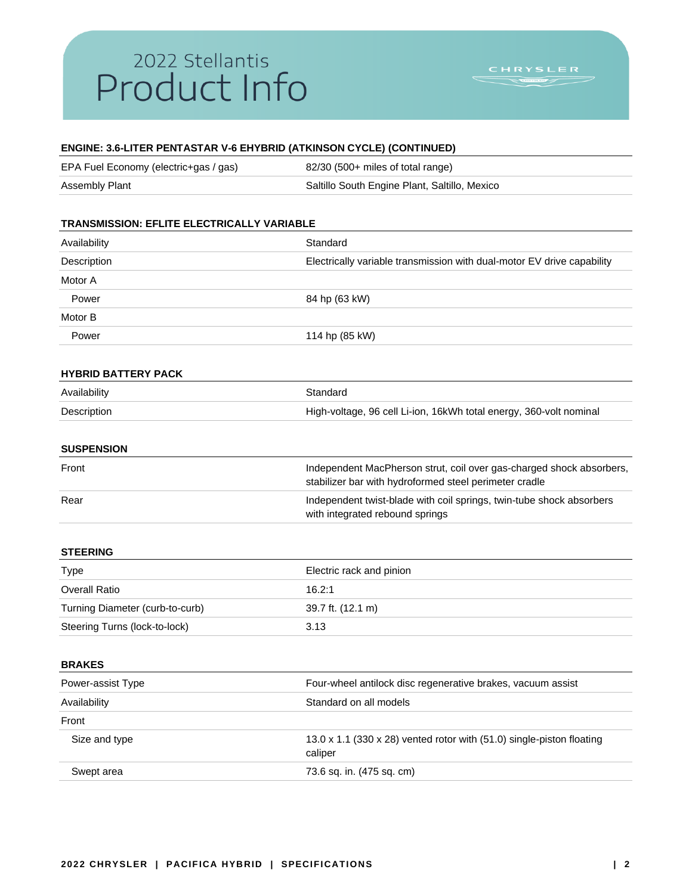## ENGINE: 3.6-LITER PENTASTAR V-6 EHYBRID (ATKINSON CYCLE) (CONTINUED)

| | |
|---|---|
| EPA Fuel Economy (electric+gas / gas) | 82/30 (500+ miles of total range) |
| Assembly Plant | Saltillo South Engine Plant, Saltillo, Mexico |

## TRANSMISSION: EFLITE ELECTRICALLY VARIABLE

| | |
|---|---|
| Availability | Standard |
| Description | Electrically variable transmission with dual-motor EV drive capability |
| Motor A | |
| Power | 84 hp (63 kW) |
| Motor B | |
| Power | 114 hp (85 kW) |

## HYBRID BATTERY PACK

| | |
|---|---|
| Availability | Standard |
| Description | High-voltage, 96 cell Li-ion, 16kWh total energy, 360-volt nominal |

## SUSPENSION

| | |
|---|---|
| Front | Independent MacPherson strut, coil over gas-charged shock absorbers, stabilizer bar with hydroformed steel perimeter cradle |
| Rear | Independent twist-blade with coil springs, twin-tube shock absorbers with integrated rebound springs |

## STEERING

| | |
|---|---|
| Type | Electric rack and pinion |
| Overall Ratio | 16.2:1 |
| Turning Diameter (curb-to-curb) | 39.7 ft. (12.1 m) |
| Steering Turns (lock-to-lock) | 3.13 |

## BRAKES

| | |
|---|---|
| Power-assist Type | Four-wheel antilock disc regenerative brakes, vacuum assist |
| Availability | Standard on all models |
| Front | |
| Size and type | 13.0 x 1.1 (330 x 28) vented rotor with (51.0) single-piston floating caliper |
| Swept area | 73.6 sq. in. (475 sq. cm) |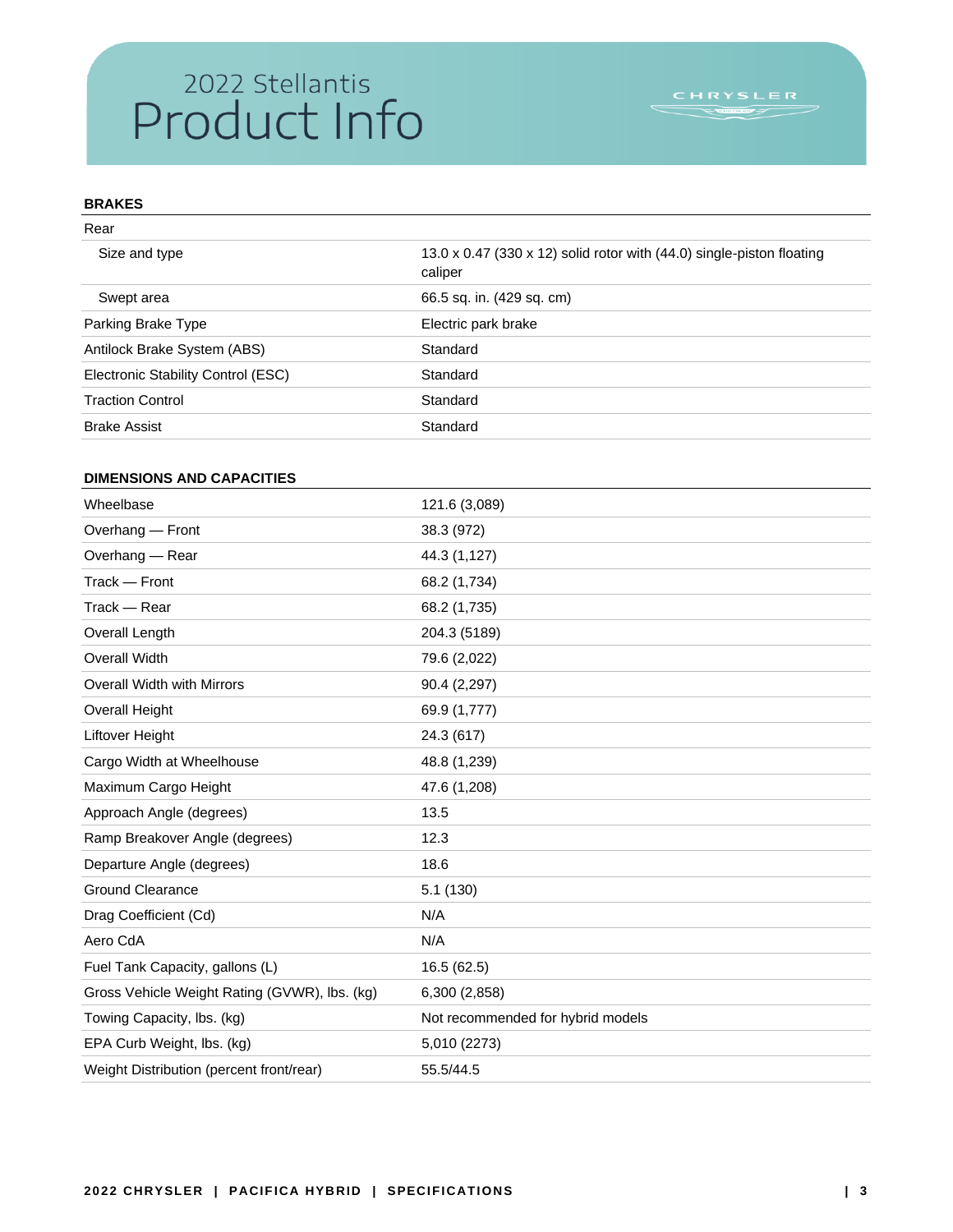## BRAKES

| | |
|---|---|
| Rear | |
| Size and type | 13.0 x 0.47 (330 x 12) solid rotor with (44.0) single-piston floating caliper |
| Swept area | 66.5 sq. in. (429 sq. cm) |
| Parking Brake Type | Electric park brake |
| Antilock Brake System (ABS) | Standard |
| Electronic Stability Control (ESC) | Standard |
| Traction Control | Standard |
| Brake Assist | Standard |

## DIMENSIONS AND CAPACITIES

| | |
|---|---|
| Wheelbase | 121.6 (3,089) |
| Overhang — Front | 38.3 (972) |
| Overhang — Rear | 44.3 (1,127) |
| Track — Front | 68.2 (1,734) |
| Track — Rear | 68.2 (1,735) |
| Overall Length | 204.3 (5189) |
| Overall Width | 79.6 (2,022) |
| Overall Width with Mirrors | 90.4 (2,297) |
| Overall Height | 69.9 (1,777) |
| Liftover Height | 24.3 (617) |
| Cargo Width at Wheelhouse | 48.8 (1,239) |
| Maximum Cargo Height | 47.6 (1,208) |
| Approach Angle (degrees) | 13.5 |
| Ramp Breakover Angle (degrees) | 12.3 |
| Departure Angle (degrees) | 18.6 |
| Ground Clearance | 5.1 (130) |
| Drag Coefficient (Cd) | N/A |
| Aero CdA | N/A |
| Fuel Tank Capacity, gallons (L) | 16.5 (62.5) |
| Gross Vehicle Weight Rating (GVWR), lbs. (kg) | 6,300 (2,858) |
| Towing Capacity, lbs. (kg) | Not recommended for hybrid models |
| EPA Curb Weight, lbs. (kg) | 5,010 (2273) |
| Weight Distribution (percent front/rear) | 55.5/44.5 |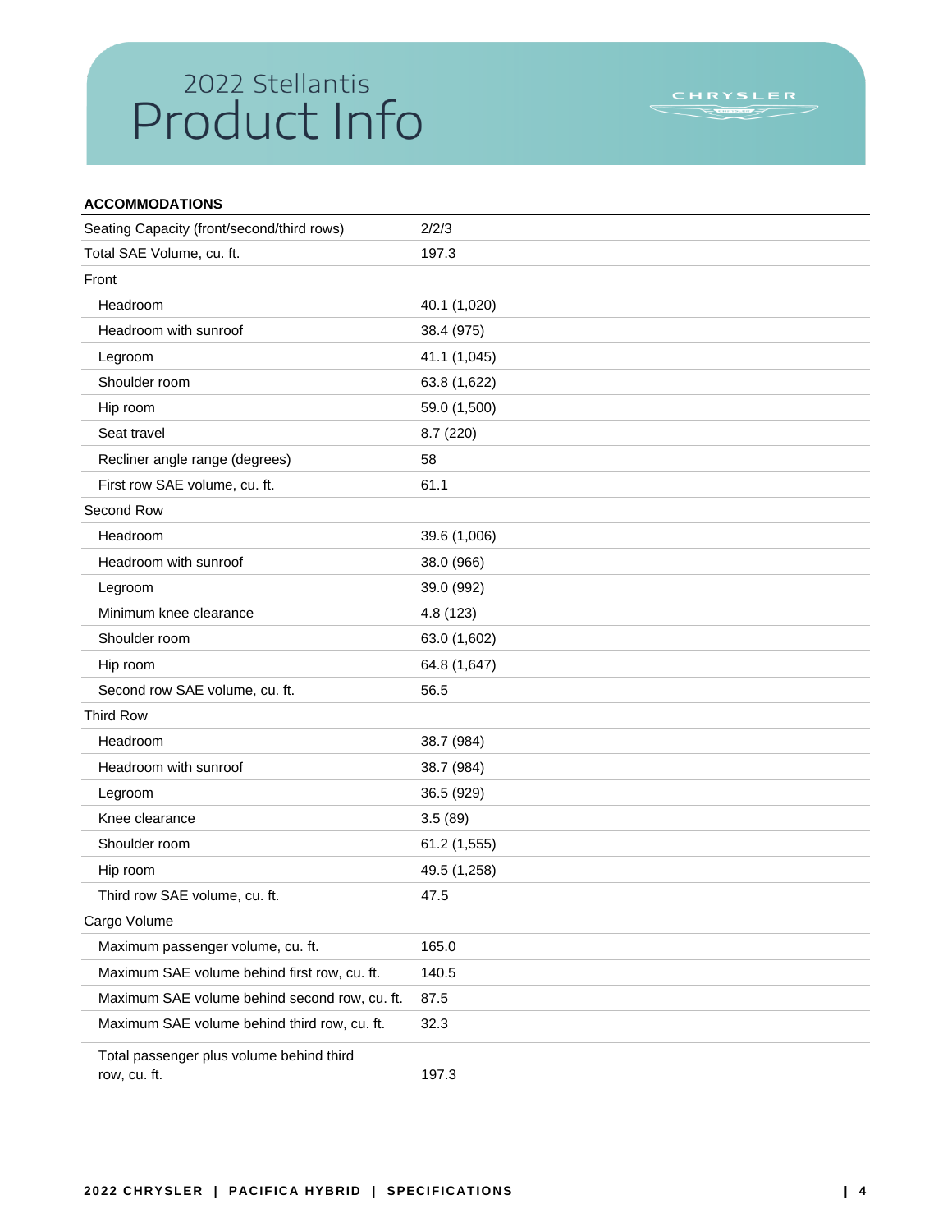# 2022 Stellantis Product Info

CHRYSLER

## ACCOMMODATIONS

| | |
|---|---|
| Seating Capacity (front/second/third rows) | 2/2/3 |
| Total SAE Volume, cu. ft. | 197.3 |
| Front | |
| Headroom | 40.1 (1,020) |
| Headroom with sunroof | 38.4 (975) |
| Legroom | 41.1 (1,045) |
| Shoulder room | 63.8 (1,622) |
| Hip room | 59.0 (1,500) |
| Seat travel | 8.7 (220) |
| Recliner angle range (degrees) | 58 |
| First row SAE volume, cu. ft. | 61.1 |
| Second Row | |
| Headroom | 39.6 (1,006) |
| Headroom with sunroof | 38.0 (966) |
| Legroom | 39.0 (992) |
| Minimum knee clearance | 4.8 (123) |
| Shoulder room | 63.0 (1,602) |
| Hip room | 64.8 (1,647) |
| Second row SAE volume, cu. ft. | 56.5 |
| Third Row | |
| Headroom | 38.7 (984) |
| Headroom with sunroof | 38.7 (984) |
| Legroom | 36.5 (929) |
| Knee clearance | 3.5 (89) |
| Shoulder room | 61.2 (1,555) |
| Hip room | 49.5 (1,258) |
| Third row SAE volume, cu. ft. | 47.5 |
| Cargo Volume | |
| Maximum passenger volume, cu. ft. | 165.0 |
| Maximum SAE volume behind first row, cu. ft. | 140.5 |
| Maximum SAE volume behind second row, cu. ft. | 87.5 |
| Maximum SAE volume behind third row, cu. ft. | 32.3 |
| Total passenger plus volume behind third row, cu. ft. | 197.3 |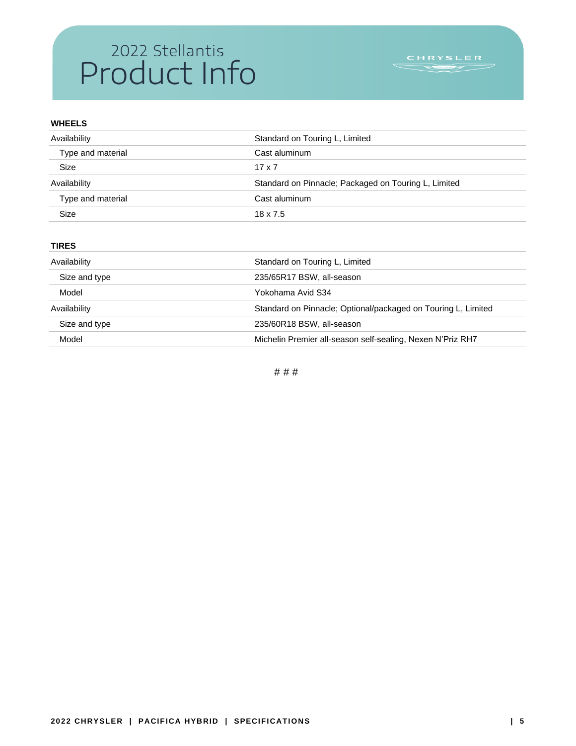## WHEELS

| | |
|---|---|
| Availability | Standard on Touring L, Limited |
| Type and material | Cast aluminum |
| Size | 17 x 7 |
| Availability | Standard on Pinnacle; Packaged on Touring L, Limited |
| Type and material | Cast aluminum |
| Size | 18 x 7.5 |

## TIRES

| | |
|---|---|
| Availability | Standard on Touring L, Limited |
| Size and type | 235/65R17 BSW, all-season |
| Model | Yokohama Avid S34 |
| Availability | Standard on Pinnacle; Optional/packaged on Touring L, Limited |
| Size and type | 235/60R18 BSW, all-season |
| Model | Michelin Premier all-season self-sealing, Nexen N'Priz RH7 |

# # #